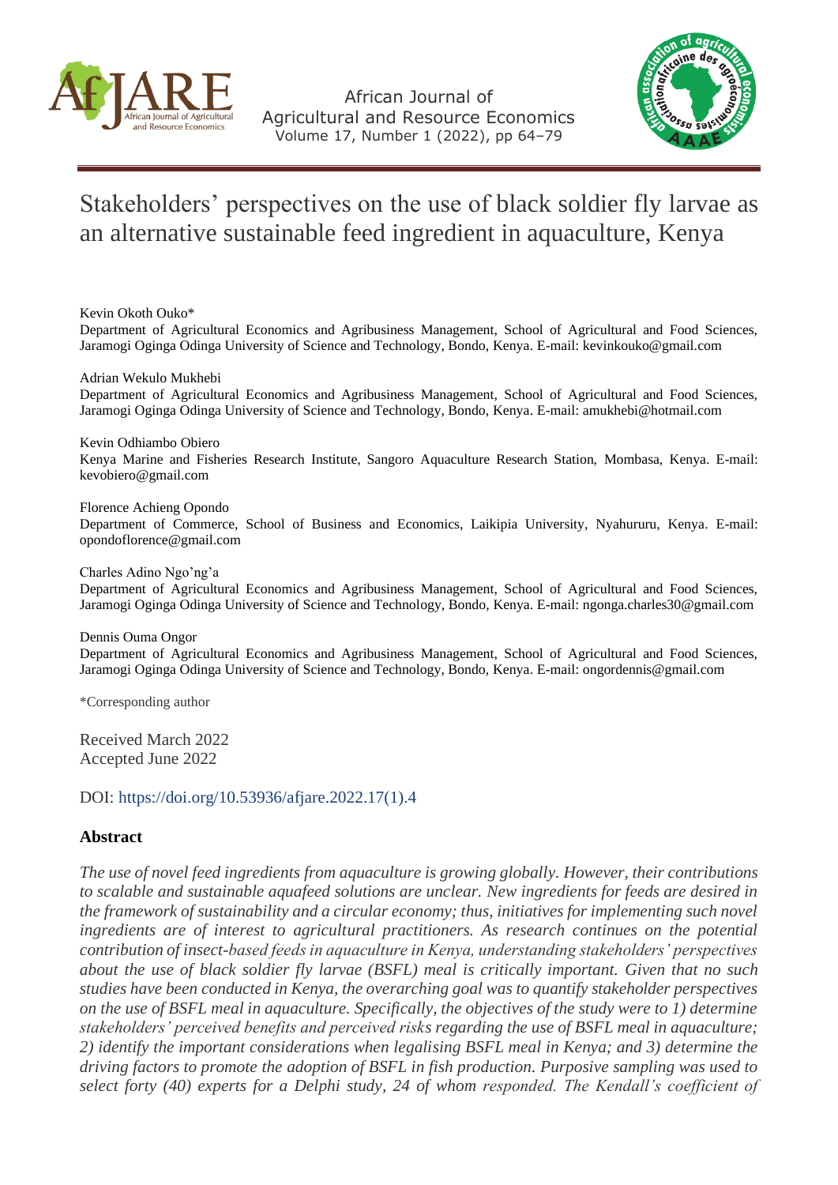# Stakeholders' perspectives on the use of black soldier fly larvae as an alternative sustainable feed ingredient in aquaculture, Kenya

Kevin Okoth Ouko*
Department of Agricultural Economics and Agribusiness Management, School of Agricultural and Food Sciences, Jaramogi Oginga Odinga University of Science and Technology, Bondo, Kenya. E-mail: kevinkouko@gmail.com

Adrian Wekulo Mukhebi
Department of Agricultural Economics and Agribusiness Management, School of Agricultural and Food Sciences, Jaramogi Oginga Odinga University of Science and Technology, Bondo, Kenya. E-mail: amukhebi@hotmail.com

Kevin Odhiambo Obiero
Kenya Marine and Fisheries Research Institute, Sangoro Aquaculture Research Station, Mombasa, Kenya. E-mail: kevobiero@gmail.com

Florence Achieng Opondo
Department of Commerce, School of Business and Economics, Laikipia University, Nyahururu, Kenya. E-mail: opondoflorence@gmail.com

Charles Adino Ngo'ng'a
Department of Agricultural Economics and Agribusiness Management, School of Agricultural and Food Sciences, Jaramogi Oginga Odinga University of Science and Technology, Bondo, Kenya. E-mail: ngonga.charles30@gmail.com

Dennis Ouma Ongor
Department of Agricultural Economics and Agribusiness Management, School of Agricultural and Food Sciences, Jaramogi Oginga Odinga University of Science and Technology, Bondo, Kenya. E-mail: ongordennis@gmail.com

*Corresponding author

Received March 2022
Accepted June 2022

DOI: https://doi.org/10.53936/afjare.2022.17(1).4

## Abstract

*The use of novel feed ingredients from aquaculture is growing globally. However, their contributions to scalable and sustainable aquafeed solutions are unclear. New ingredients for feeds are desired in the framework of sustainability and a circular economy; thus, initiatives for implementing such novel ingredients are of interest to agricultural practitioners. As research continues on the potential contribution of insect-based feeds in aquaculture in Kenya, understanding stakeholders' perspectives about the use of black soldier fly larvae (BSFL) meal is critically important. Given that no such studies have been conducted in Kenya, the overarching goal was to quantify stakeholder perspectives on the use of BSFL meal in aquaculture. Specifically, the objectives of the study were to 1) determine stakeholders' perceived benefits and perceived risks regarding the use of BSFL meal in aquaculture; 2) identify the important considerations when legalising BSFL meal in Kenya; and 3) determine the driving factors to promote the adoption of BSFL in fish production. Purposive sampling was used to select forty (40) experts for a Delphi study, 24 of whom responded. The Kendall's coefficient of*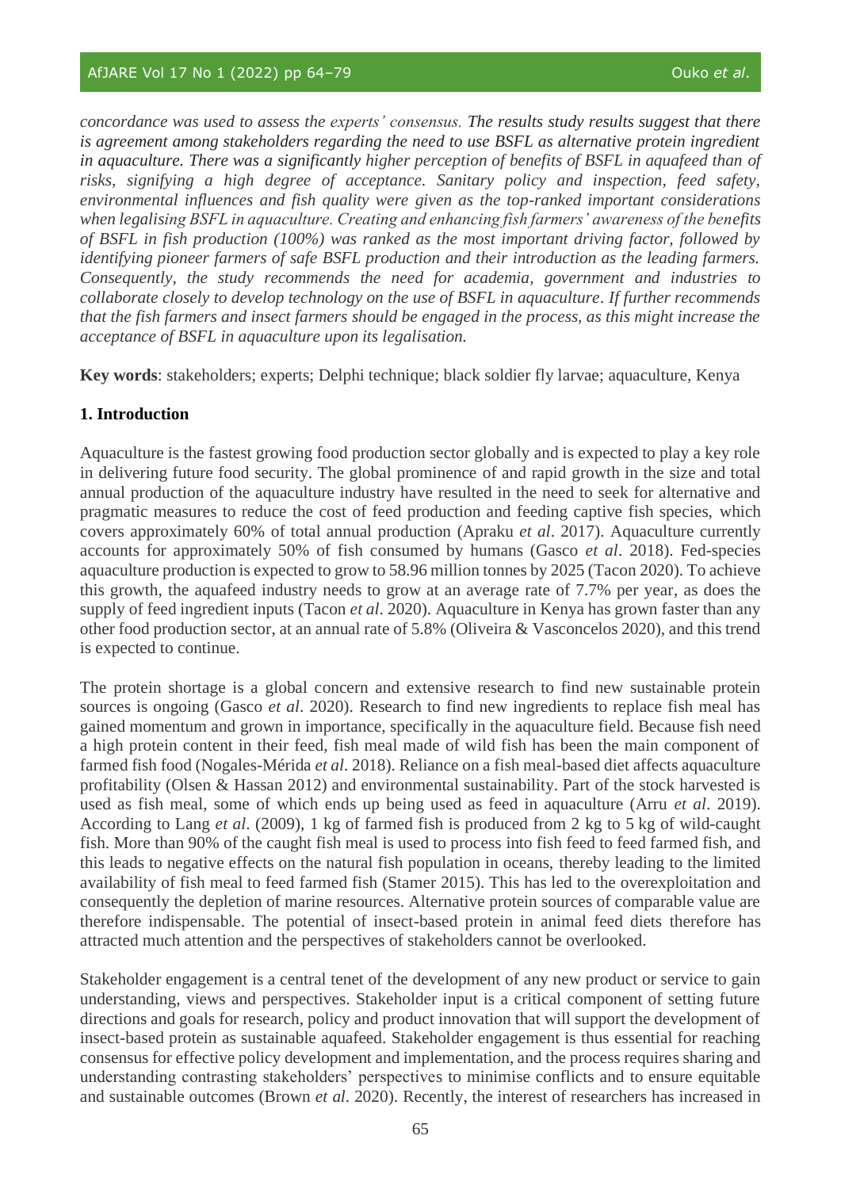*concordance was used to assess the experts' consensus. The results study results suggest that there is agreement among stakeholders regarding the need to use BSFL as alternative protein ingredient in aquaculture. There was a significantly higher perception of benefits of BSFL in aquafeed than of risks, signifying a high degree of acceptance. Sanitary policy and inspection, feed safety, environmental influences and fish quality were given as the top-ranked important considerations when legalising BSFL in aquaculture. Creating and enhancing fish farmers' awareness of the benefits of BSFL in fish production (100%) was ranked as the most important driving factor, followed by identifying pioneer farmers of safe BSFL production and their introduction as the leading farmers. Consequently, the study recommends the need for academia, government and industries to collaborate closely to develop technology on the use of BSFL in aquaculture. If further recommends that the fish farmers and insect farmers should be engaged in the process, as this might increase the acceptance of BSFL in aquaculture upon its legalisation.*

**Key words**: stakeholders; experts; Delphi technique; black soldier fly larvae; aquaculture, Kenya

## 1. Introduction

Aquaculture is the fastest growing food production sector globally and is expected to play a key role in delivering future food security. The global prominence of and rapid growth in the size and total annual production of the aquaculture industry have resulted in the need to seek for alternative and pragmatic measures to reduce the cost of feed production and feeding captive fish species, which covers approximately 60% of total annual production (Apraku *et al*. 2017). Aquaculture currently accounts for approximately 50% of fish consumed by humans (Gasco *et al*. 2018). Fed-species aquaculture production is expected to grow to 58.96 million tonnes by 2025 (Tacon 2020). To achieve this growth, the aquafeed industry needs to grow at an average rate of 7.7% per year, as does the supply of feed ingredient inputs (Tacon *et al*. 2020). Aquaculture in Kenya has grown faster than any other food production sector, at an annual rate of 5.8% (Oliveira & Vasconcelos 2020), and this trend is expected to continue.

The protein shortage is a global concern and extensive research to find new sustainable protein sources is ongoing (Gasco *et al*. 2020). Research to find new ingredients to replace fish meal has gained momentum and grown in importance, specifically in the aquaculture field. Because fish need a high protein content in their feed, fish meal made of wild fish has been the main component of farmed fish food (Nogales-Mérida *et al*. 2018). Reliance on a fish meal-based diet affects aquaculture profitability (Olsen & Hassan 2012) and environmental sustainability. Part of the stock harvested is used as fish meal, some of which ends up being used as feed in aquaculture (Arru *et al*. 2019). According to Lang *et al*. (2009), 1 kg of farmed fish is produced from 2 kg to 5 kg of wild-caught fish. More than 90% of the caught fish meal is used to process into fish feed to feed farmed fish, and this leads to negative effects on the natural fish population in oceans, thereby leading to the limited availability of fish meal to feed farmed fish (Stamer 2015). This has led to the overexploitation and consequently the depletion of marine resources. Alternative protein sources of comparable value are therefore indispensable. The potential of insect-based protein in animal feed diets therefore has attracted much attention and the perspectives of stakeholders cannot be overlooked.

Stakeholder engagement is a central tenet of the development of any new product or service to gain understanding, views and perspectives. Stakeholder input is a critical component of setting future directions and goals for research, policy and product innovation that will support the development of insect-based protein as sustainable aquafeed. Stakeholder engagement is thus essential for reaching consensus for effective policy development and implementation, and the process requires sharing and understanding contrasting stakeholders' perspectives to minimise conflicts and to ensure equitable and sustainable outcomes (Brown *et al*. 2020). Recently, the interest of researchers has increased in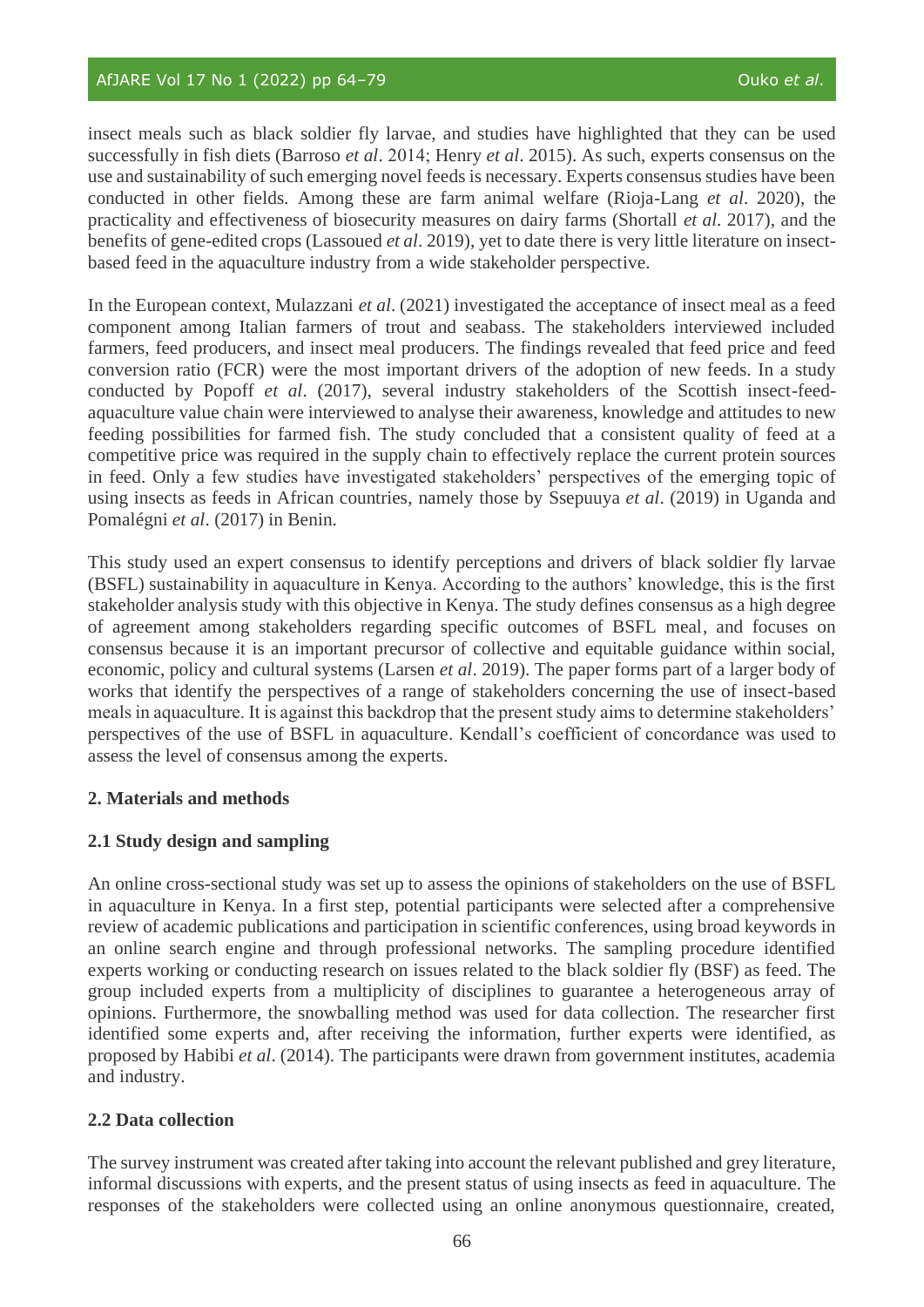insect meals such as black soldier fly larvae, and studies have highlighted that they can be used successfully in fish diets (Barroso *et al*. 2014; Henry *et al*. 2015). As such, experts consensus on the use and sustainability of such emerging novel feeds is necessary. Experts consensus studies have been conducted in other fields. Among these are farm animal welfare (Rioja-Lang *et al*. 2020), the practicality and effectiveness of biosecurity measures on dairy farms (Shortall *et al*. 2017), and the benefits of gene-edited crops (Lassoued *et al*. 2019), yet to date there is very little literature on insect-based feed in the aquaculture industry from a wide stakeholder perspective.

In the European context, Mulazzani *et al*. (2021) investigated the acceptance of insect meal as a feed component among Italian farmers of trout and seabass. The stakeholders interviewed included farmers, feed producers, and insect meal producers. The findings revealed that feed price and feed conversion ratio (FCR) were the most important drivers of the adoption of new feeds. In a study conducted by Popoff *et al*. (2017), several industry stakeholders of the Scottish insect-feed-aquaculture value chain were interviewed to analyse their awareness, knowledge and attitudes to new feeding possibilities for farmed fish. The study concluded that a consistent quality of feed at a competitive price was required in the supply chain to effectively replace the current protein sources in feed. Only a few studies have investigated stakeholders' perspectives of the emerging topic of using insects as feeds in African countries, namely those by Ssepuuya *et al*. (2019) in Uganda and Pomalégni *et al*. (2017) in Benin.

This study used an expert consensus to identify perceptions and drivers of black soldier fly larvae (BSFL) sustainability in aquaculture in Kenya. According to the authors' knowledge, this is the first stakeholder analysis study with this objective in Kenya. The study defines consensus as a high degree of agreement among stakeholders regarding specific outcomes of BSFL meal, and focuses on consensus because it is an important precursor of collective and equitable guidance within social, economic, policy and cultural systems (Larsen *et al*. 2019). The paper forms part of a larger body of works that identify the perspectives of a range of stakeholders concerning the use of insect-based meals in aquaculture. It is against this backdrop that the present study aims to determine stakeholders' perspectives of the use of BSFL in aquaculture. Kendall's coefficient of concordance was used to assess the level of consensus among the experts.

## 2. Materials and methods

### 2.1 Study design and sampling

An online cross-sectional study was set up to assess the opinions of stakeholders on the use of BSFL in aquaculture in Kenya. In a first step, potential participants were selected after a comprehensive review of academic publications and participation in scientific conferences, using broad keywords in an online search engine and through professional networks. The sampling procedure identified experts working or conducting research on issues related to the black soldier fly (BSF) as feed. The group included experts from a multiplicity of disciplines to guarantee a heterogeneous array of opinions. Furthermore, the snowballing method was used for data collection. The researcher first identified some experts and, after receiving the information, further experts were identified, as proposed by Habibi *et al*. (2014). The participants were drawn from government institutes, academia and industry.

### 2.2 Data collection

The survey instrument was created after taking into account the relevant published and grey literature, informal discussions with experts, and the present status of using insects as feed in aquaculture. The responses of the stakeholders were collected using an online anonymous questionnaire, created,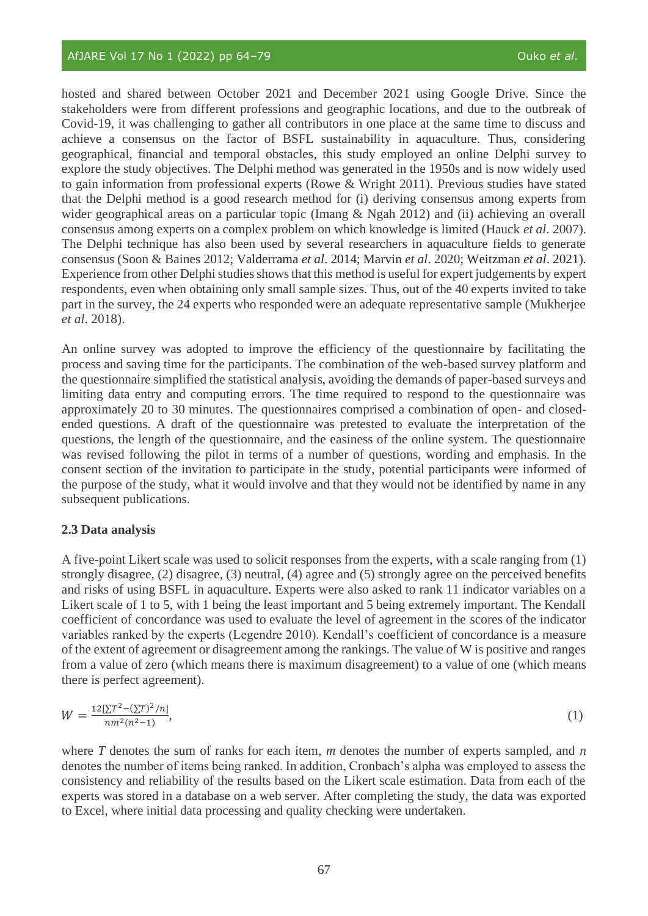hosted and shared between October 2021 and December 2021 using Google Drive. Since the stakeholders were from different professions and geographic locations, and due to the outbreak of Covid-19, it was challenging to gather all contributors in one place at the same time to discuss and achieve a consensus on the factor of BSFL sustainability in aquaculture. Thus, considering geographical, financial and temporal obstacles, this study employed an online Delphi survey to explore the study objectives. The Delphi method was generated in the 1950s and is now widely used to gain information from professional experts (Rowe & Wright 2011). Previous studies have stated that the Delphi method is a good research method for (i) deriving consensus among experts from wider geographical areas on a particular topic (Imang & Ngah 2012) and (ii) achieving an overall consensus among experts on a complex problem on which knowledge is limited (Hauck *et al*. 2007). The Delphi technique has also been used by several researchers in aquaculture fields to generate consensus (Soon & Baines 2012; Valderrama *et al*. 2014; Marvin *et al*. 2020; Weitzman *et al*. 2021). Experience from other Delphi studies shows that this method is useful for expert judgements by expert respondents, even when obtaining only small sample sizes. Thus, out of the 40 experts invited to take part in the survey, the 24 experts who responded were an adequate representative sample (Mukherjee *et al*. 2018).

An online survey was adopted to improve the efficiency of the questionnaire by facilitating the process and saving time for the participants. The combination of the web-based survey platform and the questionnaire simplified the statistical analysis, avoiding the demands of paper-based surveys and limiting data entry and computing errors. The time required to respond to the questionnaire was approximately 20 to 30 minutes. The questionnaires comprised a combination of open- and closed-ended questions. A draft of the questionnaire was pretested to evaluate the interpretation of the questions, the length of the questionnaire, and the easiness of the online system. The questionnaire was revised following the pilot in terms of a number of questions, wording and emphasis. In the consent section of the invitation to participate in the study, potential participants were informed of the purpose of the study, what it would involve and that they would not be identified by name in any subsequent publications.

### 2.3 Data analysis

A five-point Likert scale was used to solicit responses from the experts, with a scale ranging from (1) strongly disagree, (2) disagree, (3) neutral, (4) agree and (5) strongly agree on the perceived benefits and risks of using BSFL in aquaculture. Experts were also asked to rank 11 indicator variables on a Likert scale of 1 to 5, with 1 being the least important and 5 being extremely important. The Kendall coefficient of concordance was used to evaluate the level of agreement in the scores of the indicator variables ranked by the experts (Legendre 2010). Kendall's coefficient of concordance is a measure of the extent of agreement or disagreement among the rankings. The value of W is positive and ranges from a value of zero (which means there is maximum disagreement) to a value of one (which means there is perfect agreement).

$$W = \frac{12[\sum T^2 - (\sum T)^2/n]}{nm^2(n^2-1)}, \tag{1}$$

where $T$ denotes the sum of ranks for each item, $m$ denotes the number of experts sampled, and $n$ denotes the number of items being ranked. In addition, Cronbach's alpha was employed to assess the consistency and reliability of the results based on the Likert scale estimation. Data from each of the experts was stored in a database on a web server. After completing the study, the data was exported to Excel, where initial data processing and quality checking were undertaken.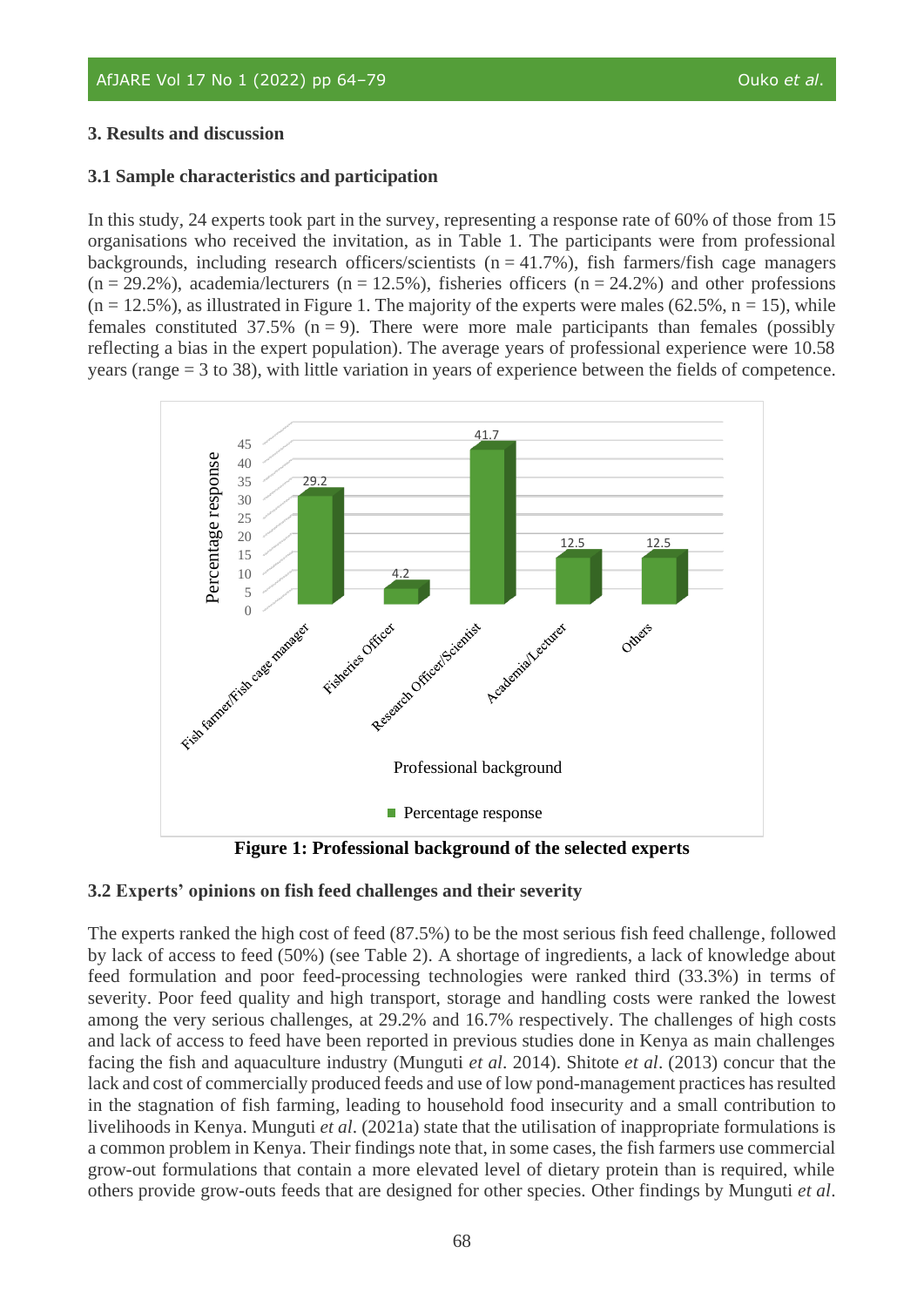## 3. Results and discussion

### 3.1 Sample characteristics and participation

In this study, 24 experts took part in the survey, representing a response rate of 60% of those from 15 organisations who received the invitation, as in Table 1. The participants were from professional backgrounds, including research officers/scientists (n = 41.7%), fish farmers/fish cage managers (n = 29.2%), academia/lecturers (n = 12.5%), fisheries officers (n = 24.2%) and other professions (n = 12.5%), as illustrated in Figure 1. The majority of the experts were males (62.5%, n = 15), while females constituted 37.5% (n = 9). There were more male participants than females (possibly reflecting a bias in the expert population). The average years of professional experience were 10.58 years (range = 3 to 38), with little variation in years of experience between the fields of competence.

**Figure 1: Professional background of the selected experts**

### 3.2 Experts' opinions on fish feed challenges and their severity

The experts ranked the high cost of feed (87.5%) to be the most serious fish feed challenge, followed by lack of access to feed (50%) (see Table 2). A shortage of ingredients, a lack of knowledge about feed formulation and poor feed-processing technologies were ranked third (33.3%) in terms of severity. Poor feed quality and high transport, storage and handling costs were ranked the lowest among the very serious challenges, at 29.2% and 16.7% respectively. The challenges of high costs and lack of access to feed have been reported in previous studies done in Kenya as main challenges facing the fish and aquaculture industry (Munguti *et al*. 2014). Shitote *et al*. (2013) concur that the lack and cost of commercially produced feeds and use of low pond-management practices has resulted in the stagnation of fish farming, leading to household food insecurity and a small contribution to livelihoods in Kenya. Munguti *et al*. (2021a) state that the utilisation of inappropriate formulations is a common problem in Kenya. Their findings note that, in some cases, the fish farmers use commercial grow-out formulations that contain a more elevated level of dietary protein than is required, while others provide grow-outs feeds that are designed for other species. Other findings by Munguti *et al*.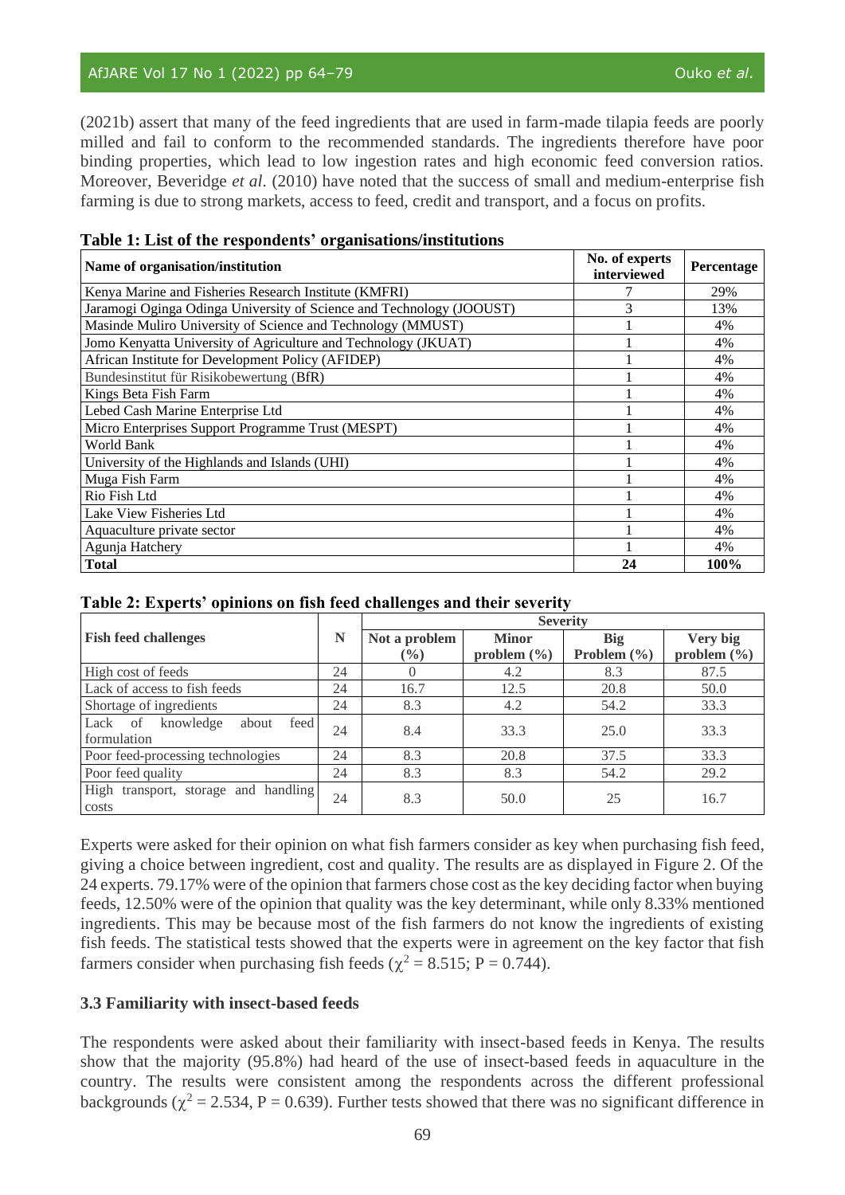(2021b) assert that many of the feed ingredients that are used in farm-made tilapia feeds are poorly milled and fail to conform to the recommended standards. The ingredients therefore have poor binding properties, which lead to low ingestion rates and high economic feed conversion ratios. Moreover, Beveridge *et al*. (2010) have noted that the success of small and medium-enterprise fish farming is due to strong markets, access to feed, credit and transport, and a focus on profits.

**Table 1: List of the respondents' organisations/institutions**

| Name of organisation/institution | No. of experts interviewed | Percentage |
|---|---|---|
| Kenya Marine and Fisheries Research Institute (KMFRI) | 7 | 29% |
| Jaramogi Oginga Odinga University of Science and Technology (JOOUST) | 3 | 13% |
| Masinde Muliro University of Science and Technology (MMUST) | 1 | 4% |
| Jomo Kenyatta University of Agriculture and Technology (JKUAT) | 1 | 4% |
| African Institute for Development Policy (AFIDEP) | 1 | 4% |
| Bundesinstitut für Risikobewertung (BfR) | 1 | 4% |
| Kings Beta Fish Farm | 1 | 4% |
| Lebed Cash Marine Enterprise Ltd | 1 | 4% |
| Micro Enterprises Support Programme Trust (MESPT) | 1 | 4% |
| World Bank | 1 | 4% |
| University of the Highlands and Islands (UHI) | 1 | 4% |
| Muga Fish Farm | 1 | 4% |
| Rio Fish Ltd | 1 | 4% |
| Lake View Fisheries Ltd | 1 | 4% |
| Aquaculture private sector | 1 | 4% |
| Agunja Hatchery | 1 | 4% |
| **Total** | **24** | **100%** |

**Table 2: Experts' opinions on fish feed challenges and their severity**

| Fish feed challenges | N | Severity | | | |
|---|---|---|---|---|---|
| | | Not a problem (%) | Minor problem (%) | Big Problem (%) | Very big problem (%) |
| High cost of feeds | 24 | 0 | 4.2 | 8.3 | 87.5 |
| Lack of access to fish feeds | 24 | 16.7 | 12.5 | 20.8 | 50.0 |
| Shortage of ingredients | 24 | 8.3 | 4.2 | 54.2 | 33.3 |
| Lack of knowledge about feed formulation | 24 | 8.4 | 33.3 | 25.0 | 33.3 |
| Poor feed-processing technologies | 24 | 8.3 | 20.8 | 37.5 | 33.3 |
| Poor feed quality | 24 | 8.3 | 8.3 | 54.2 | 29.2 |
| High transport, storage and handling costs | 24 | 8.3 | 50.0 | 25 | 16.7 |

Experts were asked for their opinion on what fish farmers consider as key when purchasing fish feed, giving a choice between ingredient, cost and quality. The results are as displayed in Figure 2. Of the 24 experts. 79.17% were of the opinion that farmers chose cost as the key deciding factor when buying feeds, 12.50% were of the opinion that quality was the key determinant, while only 8.33% mentioned ingredients. This may be because most of the fish farmers do not know the ingredients of existing fish feeds. The statistical tests showed that the experts were in agreement on the key factor that fish farmers consider when purchasing fish feeds ($\chi^2 = 8.515$; P = 0.744).

### 3.3 Familiarity with insect-based feeds

The respondents were asked about their familiarity with insect-based feeds in Kenya. The results show that the majority (95.8%) had heard of the use of insect-based feeds in aquaculture in the country. The results were consistent among the respondents across the different professional backgrounds ($\chi^2 = 2.534$, P = 0.639). Further tests showed that there was no significant difference in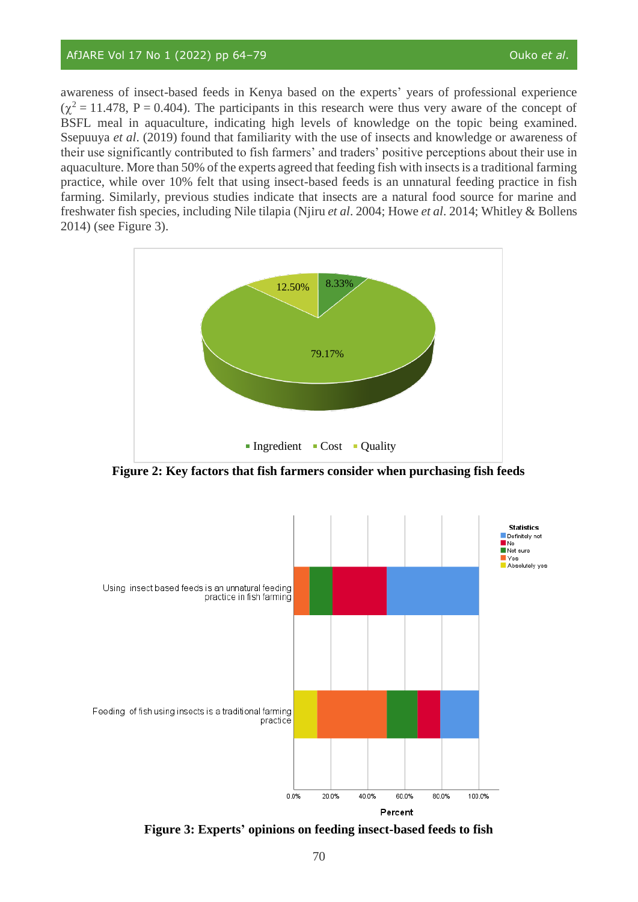awareness of insect-based feeds in Kenya based on the experts' years of professional experience ($\chi^2 = 11.478$, $P = 0.404$). The participants in this research were thus very aware of the concept of BSFL meal in aquaculture, indicating high levels of knowledge on the topic being examined. Ssepuuya *et al*. (2019) found that familiarity with the use of insects and knowledge or awareness of their use significantly contributed to fish farmers' and traders' positive perceptions about their use in aquaculture. More than 50% of the experts agreed that feeding fish with insects is a traditional farming practice, while over 10% felt that using insect-based feeds is an unnatural feeding practice in fish farming. Similarly, previous studies indicate that insects are a natural food source for marine and freshwater fish species, including Nile tilapia (Njiru *et al*. 2004; Howe *et al*. 2014; Whitley & Bollens 2014) (see Figure 3).

**Figure 2: Key factors that fish farmers consider when purchasing fish feeds**

**Figure 3: Experts' opinions on feeding insect-based feeds to fish**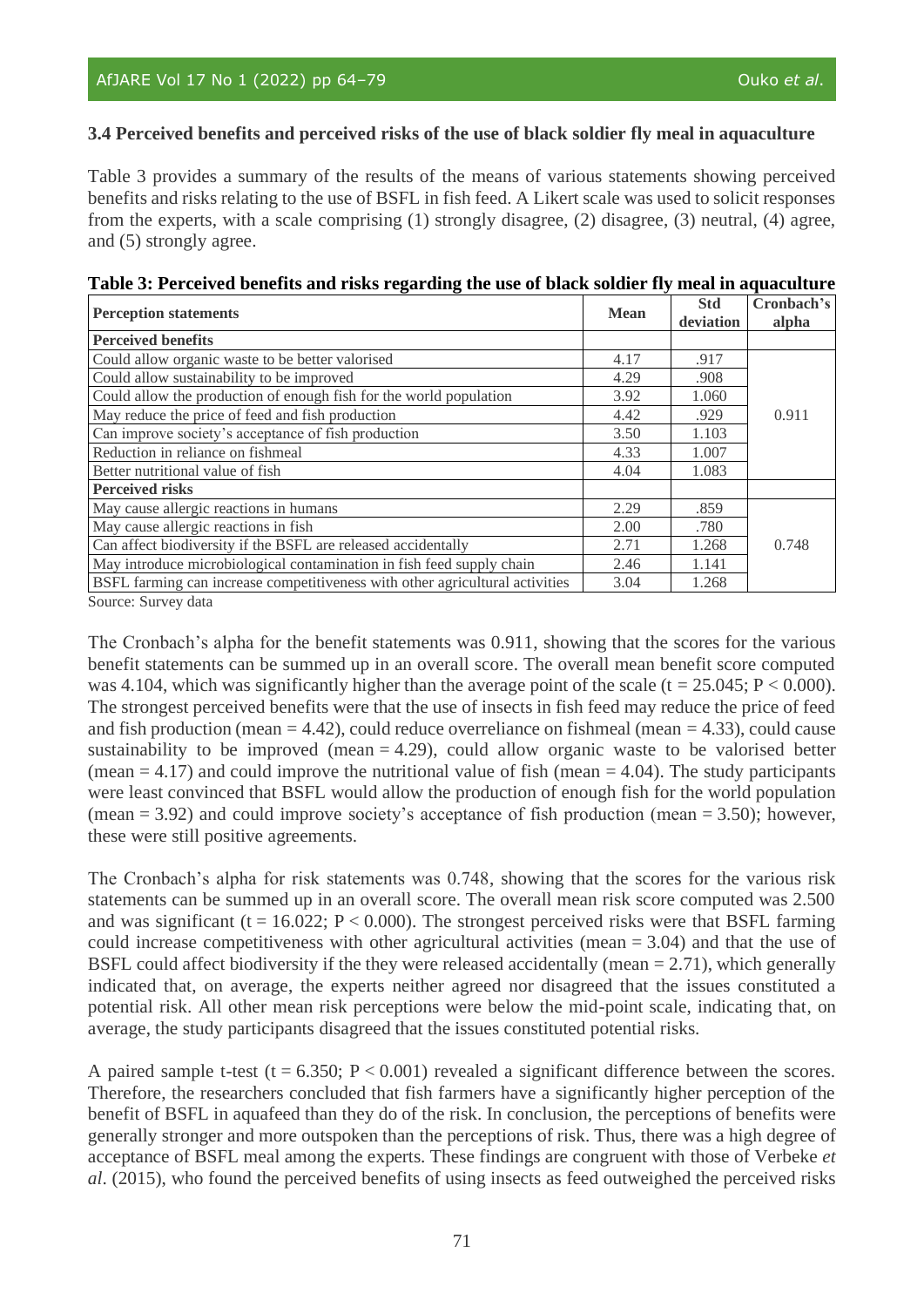### 3.4 Perceived benefits and perceived risks of the use of black soldier fly meal in aquaculture

Table 3 provides a summary of the results of the means of various statements showing perceived benefits and risks relating to the use of BSFL in fish feed. A Likert scale was used to solicit responses from the experts, with a scale comprising (1) strongly disagree, (2) disagree, (3) neutral, (4) agree, and (5) strongly agree.

**Table 3: Perceived benefits and risks regarding the use of black soldier fly meal in aquaculture**

| Perception statements | Mean | Std deviation | Cronbach's alpha |
|---|---|---|---|
| **Perceived benefits** | | | |
| Could allow organic waste to be better valorised | 4.17 | .917 | |
| Could allow sustainability to be improved | 4.29 | .908 | |
| Could allow the production of enough fish for the world population | 3.92 | 1.060 | |
| May reduce the price of feed and fish production | 4.42 | .929 | 0.911 |
| Can improve society's acceptance of fish production | 3.50 | 1.103 | |
| Reduction in reliance on fishmeal | 4.33 | 1.007 | |
| Better nutritional value of fish | 4.04 | 1.083 | |
| **Perceived risks** | | | |
| May cause allergic reactions in humans | 2.29 | .859 | |
| May cause allergic reactions in fish | 2.00 | .780 | |
| Can affect biodiversity if the BSFL are released accidentally | 2.71 | 1.268 | 0.748 |
| May introduce microbiological contamination in fish feed supply chain | 2.46 | 1.141 | |
| BSFL farming can increase competitiveness with other agricultural activities | 3.04 | 1.268 | |

Source: Survey data

The Cronbach's alpha for the benefit statements was 0.911, showing that the scores for the various benefit statements can be summed up in an overall score. The overall mean benefit score computed was 4.104, which was significantly higher than the average point of the scale ($t = 25.045$; $P < 0.000$). The strongest perceived benefits were that the use of insects in fish feed may reduce the price of feed and fish production (mean = 4.42), could reduce overreliance on fishmeal (mean = 4.33), could cause sustainability to be improved (mean = 4.29), could allow organic waste to be valorised better (mean = 4.17) and could improve the nutritional value of fish (mean = 4.04). The study participants were least convinced that BSFL would allow the production of enough fish for the world population (mean = 3.92) and could improve society's acceptance of fish production (mean = 3.50); however, these were still positive agreements.

The Cronbach's alpha for risk statements was 0.748, showing that the scores for the various risk statements can be summed up in an overall score. The overall mean risk score computed was 2.500 and was significant ($t = 16.022$; $P < 0.000$). The strongest perceived risks were that BSFL farming could increase competitiveness with other agricultural activities (mean = 3.04) and that the use of BSFL could affect biodiversity if the they were released accidentally (mean = 2.71), which generally indicated that, on average, the experts neither agreed nor disagreed that the issues constituted a potential risk. All other mean risk perceptions were below the mid-point scale, indicating that, on average, the study participants disagreed that the issues constituted potential risks.

A paired sample t-test ($t = 6.350$; $P < 0.001$) revealed a significant difference between the scores. Therefore, the researchers concluded that fish farmers have a significantly higher perception of the benefit of BSFL in aquafeed than they do of the risk. In conclusion, the perceptions of benefits were generally stronger and more outspoken than the perceptions of risk. Thus, there was a high degree of acceptance of BSFL meal among the experts. These findings are congruent with those of Verbeke *et al*. (2015), who found the perceived benefits of using insects as feed outweighed the perceived risks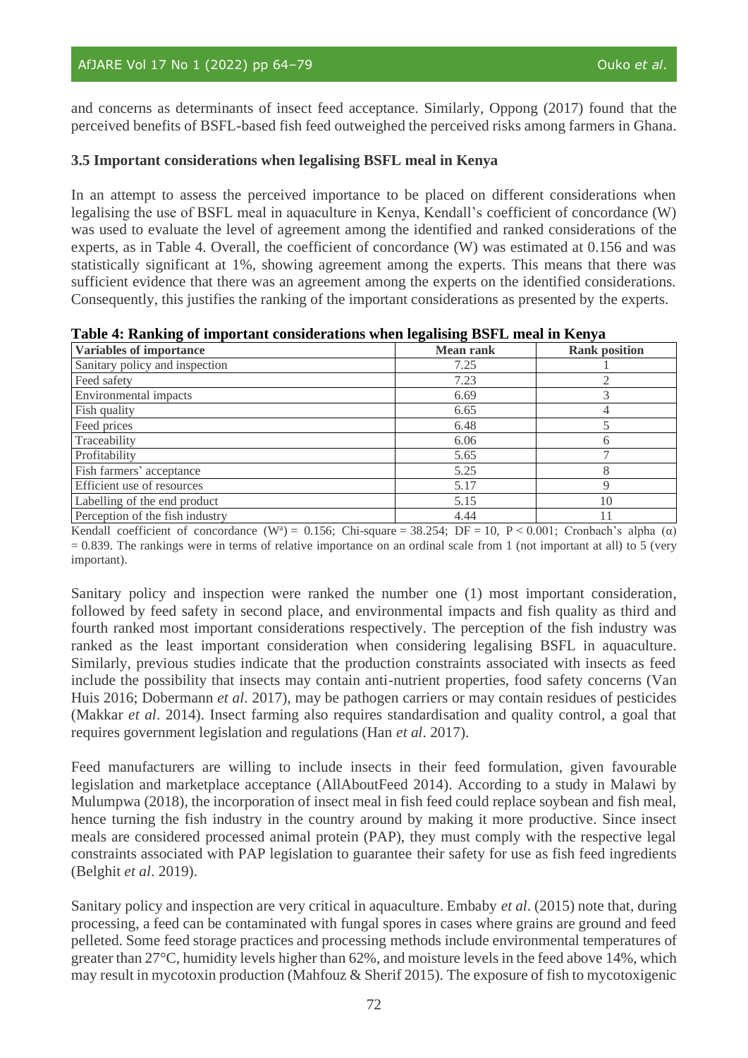and concerns as determinants of insect feed acceptance. Similarly, Oppong (2017) found that the perceived benefits of BSFL-based fish feed outweighed the perceived risks among farmers in Ghana.

### 3.5 Important considerations when legalising BSFL meal in Kenya

In an attempt to assess the perceived importance to be placed on different considerations when legalising the use of BSFL meal in aquaculture in Kenya, Kendall's coefficient of concordance (W) was used to evaluate the level of agreement among the identified and ranked considerations of the experts, as in Table 4. Overall, the coefficient of concordance (W) was estimated at 0.156 and was statistically significant at 1%, showing agreement among the experts. This means that there was sufficient evidence that there was an agreement among the experts on the identified considerations. Consequently, this justifies the ranking of the important considerations as presented by the experts.

**Table 4: Ranking of important considerations when legalising BSFL meal in Kenya**

| Variables of importance | Mean rank | Rank position |
|---|---|---|
| Sanitary policy and inspection | 7.25 | 1 |
| Feed safety | 7.23 | 2 |
| Environmental impacts | 6.69 | 3 |
| Fish quality | 6.65 | 4 |
| Feed prices | 6.48 | 5 |
| Traceability | 6.06 | 6 |
| Profitability | 5.65 | 7 |
| Fish farmers' acceptance | 5.25 | 8 |
| Efficient use of resources | 5.17 | 9 |
| Labelling of the end product | 5.15 | 10 |
| Perception of the fish industry | 4.44 | 11 |

Kendall coefficient of concordance ($W^a$) = 0.156; Chi-square = 38.254; DF = 10, $P < 0.001$; Cronbach's alpha ($\alpha$) = 0.839. The rankings were in terms of relative importance on an ordinal scale from 1 (not important at all) to 5 (very important).

Sanitary policy and inspection were ranked the number one (1) most important consideration, followed by feed safety in second place, and environmental impacts and fish quality as third and fourth ranked most important considerations respectively. The perception of the fish industry was ranked as the least important consideration when considering legalising BSFL in aquaculture. Similarly, previous studies indicate that the production constraints associated with insects as feed include the possibility that insects may contain anti-nutrient properties, food safety concerns (Van Huis 2016; Dobermann *et al*. 2017), may be pathogen carriers or may contain residues of pesticides (Makkar *et al*. 2014). Insect farming also requires standardisation and quality control, a goal that requires government legislation and regulations (Han *et al*. 2017).

Feed manufacturers are willing to include insects in their feed formulation, given favourable legislation and marketplace acceptance (AllAboutFeed 2014). According to a study in Malawi by Mulumpwa (2018), the incorporation of insect meal in fish feed could replace soybean and fish meal, hence turning the fish industry in the country around by making it more productive. Since insect meals are considered processed animal protein (PAP), they must comply with the respective legal constraints associated with PAP legislation to guarantee their safety for use as fish feed ingredients (Belghit *et al*. 2019).

Sanitary policy and inspection are very critical in aquaculture. Embaby *et al*. (2015) note that, during processing, a feed can be contaminated with fungal spores in cases where grains are ground and feed pelleted. Some feed storage practices and processing methods include environmental temperatures of greater than 27°C, humidity levels higher than 62%, and moisture levels in the feed above 14%, which may result in mycotoxin production (Mahfouz & Sherif 2015). The exposure of fish to mycotoxigenic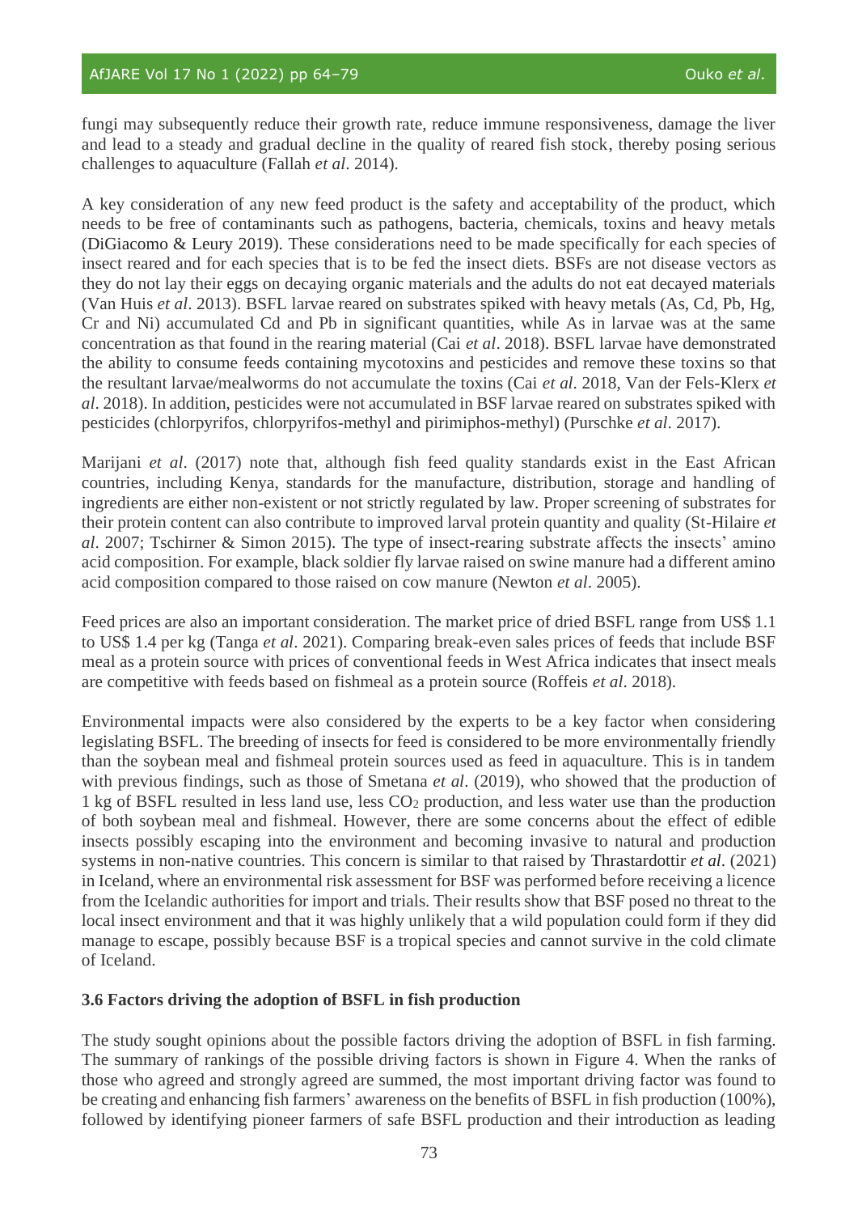fungi may subsequently reduce their growth rate, reduce immune responsiveness, damage the liver and lead to a steady and gradual decline in the quality of reared fish stock, thereby posing serious challenges to aquaculture (Fallah *et al*. 2014).

A key consideration of any new feed product is the safety and acceptability of the product, which needs to be free of contaminants such as pathogens, bacteria, chemicals, toxins and heavy metals (DiGiacomo & Leury 2019). These considerations need to be made specifically for each species of insect reared and for each species that is to be fed the insect diets. BSFs are not disease vectors as they do not lay their eggs on decaying organic materials and the adults do not eat decayed materials (Van Huis *et al*. 2013). BSFL larvae reared on substrates spiked with heavy metals (As, Cd, Pb, Hg, Cr and Ni) accumulated Cd and Pb in significant quantities, while As in larvae was at the same concentration as that found in the rearing material (Cai *et al*. 2018). BSFL larvae have demonstrated the ability to consume feeds containing mycotoxins and pesticides and remove these toxins so that the resultant larvae/mealworms do not accumulate the toxins (Cai *et al*. 2018, Van der Fels-Klerx *et al*. 2018). In addition, pesticides were not accumulated in BSF larvae reared on substrates spiked with pesticides (chlorpyrifos, chlorpyrifos-methyl and pirimiphos-methyl) (Purschke *et al*. 2017).

Marijani *et al*. (2017) note that, although fish feed quality standards exist in the East African countries, including Kenya, standards for the manufacture, distribution, storage and handling of ingredients are either non-existent or not strictly regulated by law. Proper screening of substrates for their protein content can also contribute to improved larval protein quantity and quality (St-Hilaire *et al*. 2007; Tschirner & Simon 2015). The type of insect-rearing substrate affects the insects' amino acid composition. For example, black soldier fly larvae raised on swine manure had a different amino acid composition compared to those raised on cow manure (Newton *et al*. 2005).

Feed prices are also an important consideration. The market price of dried BSFL range from US$ 1.1 to US$ 1.4 per kg (Tanga *et al*. 2021). Comparing break-even sales prices of feeds that include BSF meal as a protein source with prices of conventional feeds in West Africa indicates that insect meals are competitive with feeds based on fishmeal as a protein source (Roffeis *et al*. 2018).

Environmental impacts were also considered by the experts to be a key factor when considering legislating BSFL. The breeding of insects for feed is considered to be more environmentally friendly than the soybean meal and fishmeal protein sources used as feed in aquaculture. This is in tandem with previous findings, such as those of Smetana *et al*. (2019), who showed that the production of 1 kg of BSFL resulted in less land use, less $CO_2$ production, and less water use than the production of both soybean meal and fishmeal. However, there are some concerns about the effect of edible insects possibly escaping into the environment and becoming invasive to natural and production systems in non-native countries. This concern is similar to that raised by Thrastardottir *et al*. (2021) in Iceland, where an environmental risk assessment for BSF was performed before receiving a licence from the Icelandic authorities for import and trials. Their results show that BSF posed no threat to the local insect environment and that it was highly unlikely that a wild population could form if they did manage to escape, possibly because BSF is a tropical species and cannot survive in the cold climate of Iceland.

### 3.6 Factors driving the adoption of BSFL in fish production

The study sought opinions about the possible factors driving the adoption of BSFL in fish farming. The summary of rankings of the possible driving factors is shown in Figure 4. When the ranks of those who agreed and strongly agreed are summed, the most important driving factor was found to be creating and enhancing fish farmers' awareness on the benefits of BSFL in fish production (100%), followed by identifying pioneer farmers of safe BSFL production and their introduction as leading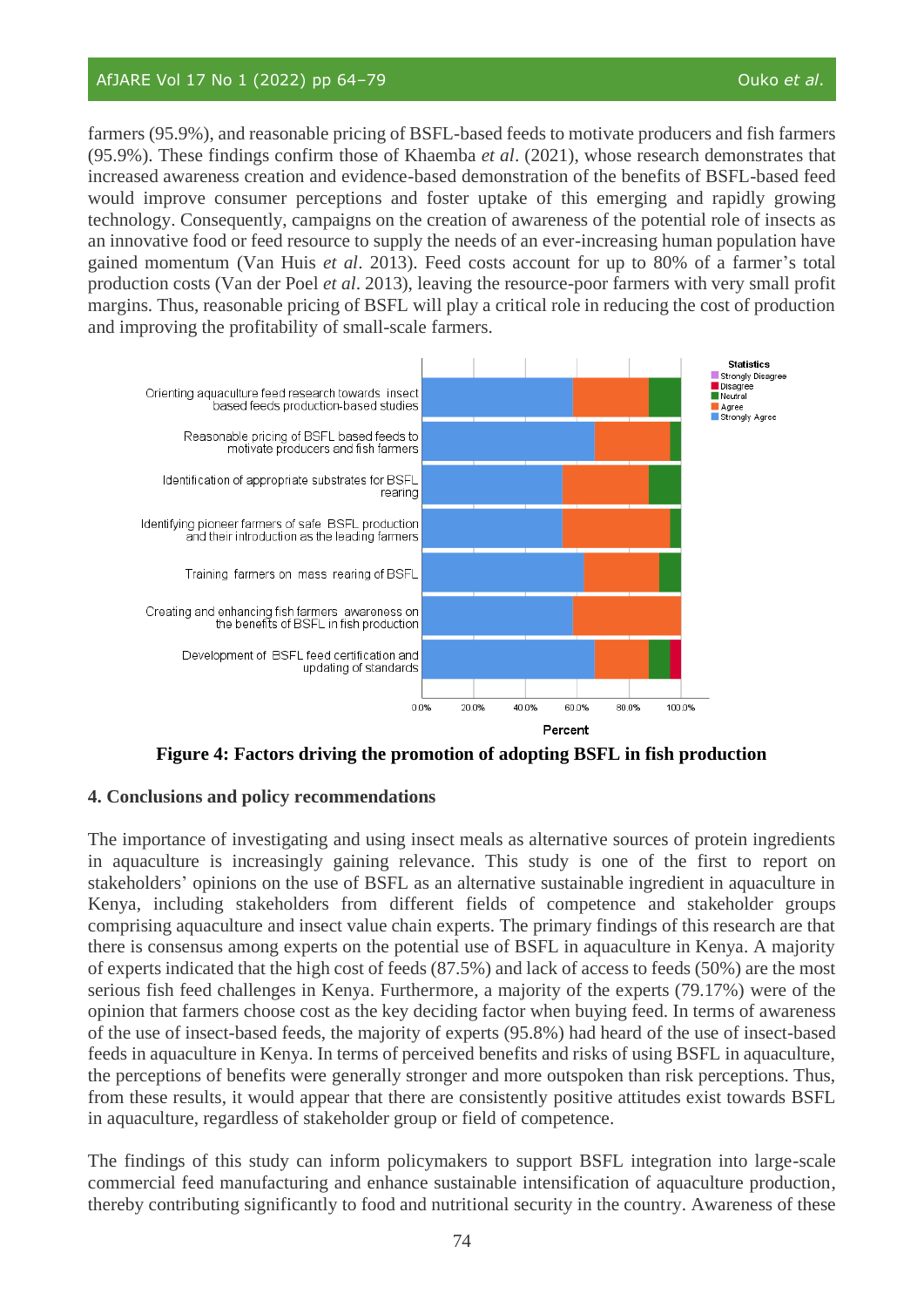farmers (95.9%), and reasonable pricing of BSFL-based feeds to motivate producers and fish farmers (95.9%). These findings confirm those of Khaemba *et al*. (2021), whose research demonstrates that increased awareness creation and evidence-based demonstration of the benefits of BSFL-based feed would improve consumer perceptions and foster uptake of this emerging and rapidly growing technology. Consequently, campaigns on the creation of awareness of the potential role of insects as an innovative food or feed resource to supply the needs of an ever-increasing human population have gained momentum (Van Huis *et al*. 2013). Feed costs account for up to 80% of a farmer's total production costs (Van der Poel *et al*. 2013), leaving the resource-poor farmers with very small profit margins. Thus, reasonable pricing of BSFL will play a critical role in reducing the cost of production and improving the profitability of small-scale farmers.

**Figure 4: Factors driving the promotion of adopting BSFL in fish production**

## 4. Conclusions and policy recommendations

The importance of investigating and using insect meals as alternative sources of protein ingredients in aquaculture is increasingly gaining relevance. This study is one of the first to report on stakeholders' opinions on the use of BSFL as an alternative sustainable ingredient in aquaculture in Kenya, including stakeholders from different fields of competence and stakeholder groups comprising aquaculture and insect value chain experts. The primary findings of this research are that there is consensus among experts on the potential use of BSFL in aquaculture in Kenya. A majority of experts indicated that the high cost of feeds (87.5%) and lack of access to feeds (50%) are the most serious fish feed challenges in Kenya. Furthermore, a majority of the experts (79.17%) were of the opinion that farmers choose cost as the key deciding factor when buying feed. In terms of awareness of the use of insect-based feeds, the majority of experts (95.8%) had heard of the use of insect-based feeds in aquaculture in Kenya. In terms of perceived benefits and risks of using BSFL in aquaculture, the perceptions of benefits were generally stronger and more outspoken than risk perceptions. Thus, from these results, it would appear that there are consistently positive attitudes exist towards BSFL in aquaculture, regardless of stakeholder group or field of competence.

The findings of this study can inform policymakers to support BSFL integration into large-scale commercial feed manufacturing and enhance sustainable intensification of aquaculture production, thereby contributing significantly to food and nutritional security in the country. Awareness of these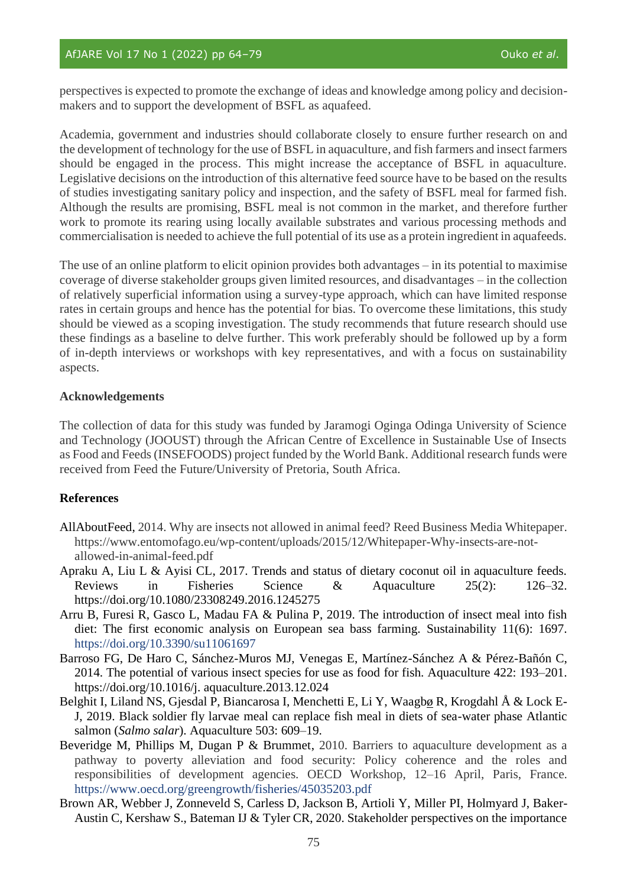perspectives is expected to promote the exchange of ideas and knowledge among policy and decision-makers and to support the development of BSFL as aquafeed.

Academia, government and industries should collaborate closely to ensure further research on and the development of technology for the use of BSFL in aquaculture, and fish farmers and insect farmers should be engaged in the process. This might increase the acceptance of BSFL in aquaculture. Legislative decisions on the introduction of this alternative feed source have to be based on the results of studies investigating sanitary policy and inspection, and the safety of BSFL meal for farmed fish. Although the results are promising, BSFL meal is not common in the market, and therefore further work to promote its rearing using locally available substrates and various processing methods and commercialisation is needed to achieve the full potential of its use as a protein ingredient in aquafeeds.

The use of an online platform to elicit opinion provides both advantages – in its potential to maximise coverage of diverse stakeholder groups given limited resources, and disadvantages – in the collection of relatively superficial information using a survey-type approach, which can have limited response rates in certain groups and hence has the potential for bias. To overcome these limitations, this study should be viewed as a scoping investigation. The study recommends that future research should use these findings as a baseline to delve further. This work preferably should be followed up by a form of in-depth interviews or workshops with key representatives, and with a focus on sustainability aspects.

## Acknowledgements

The collection of data for this study was funded by Jaramogi Oginga Odinga University of Science and Technology (JOOUST) through the African Centre of Excellence in Sustainable Use of Insects as Food and Feeds (INSEFOODS) project funded by the World Bank. Additional research funds were received from Feed the Future/University of Pretoria, South Africa.

## References

AllAboutFeed, 2014. Why are insects not allowed in animal feed? Reed Business Media Whitepaper. https://www.entomofago.eu/wp-content/uploads/2015/12/Whitepaper-Why-insects-are-not-allowed-in-animal-feed.pdf

Apraku A, Liu L & Ayisi CL, 2017. Trends and status of dietary coconut oil in aquaculture feeds. Reviews in Fisheries Science & Aquaculture 25(2): 126–32. https://doi.org/10.1080/23308249.2016.1245275

Arru B, Furesi R, Gasco L, Madau FA & Pulina P, 2019. The introduction of insect meal into fish diet: The first economic analysis on European sea bass farming. Sustainability 11(6): 1697. https://doi.org/10.3390/su11061697

Barroso FG, De Haro C, Sánchez-Muros MJ, Venegas E, Martínez-Sánchez A & Pérez-Bañón C, 2014. The potential of various insect species for use as food for fish. Aquaculture 422: 193–201. https://doi.org/10.1016/j. aquaculture.2013.12.024

Belghit I, Liland NS, Gjesdal P, Biancarosa I, Menchetti E, Li Y, Waagbø R, Krogdahl Å & Lock E-J, 2019. Black soldier fly larvae meal can replace fish meal in diets of sea-water phase Atlantic salmon (*Salmo salar*). Aquaculture 503: 609–19.

Beveridge M, Phillips M, Dugan P & Brummet, 2010. Barriers to aquaculture development as a pathway to poverty alleviation and food security: Policy coherence and the roles and responsibilities of development agencies. OECD Workshop, 12–16 April, Paris, France. https://www.oecd.org/greengrowth/fisheries/45035203.pdf

Brown AR, Webber J, Zonneveld S, Carless D, Jackson B, Artioli Y, Miller PI, Holmyard J, Baker-Austin C, Kershaw S., Bateman IJ & Tyler CR, 2020. Stakeholder perspectives on the importance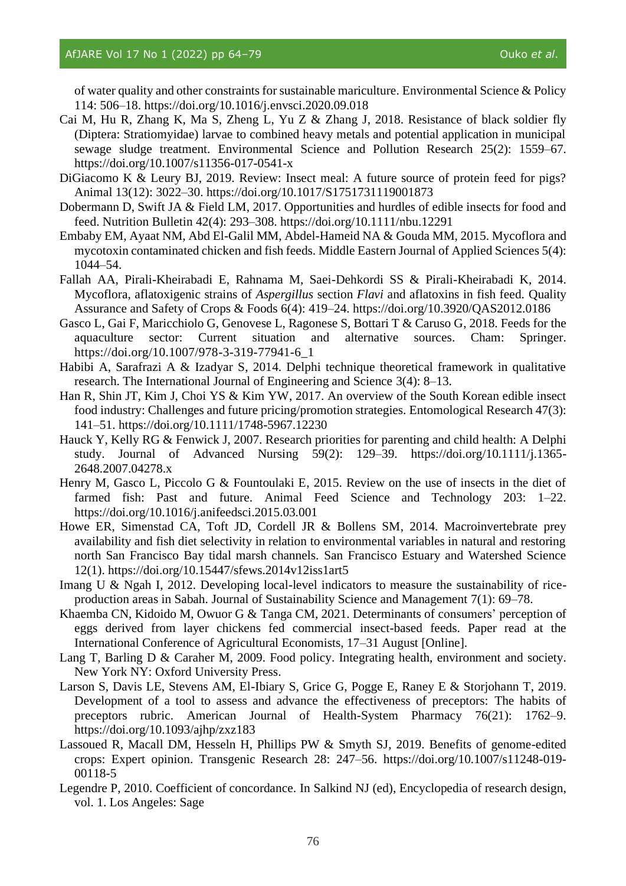of water quality and other constraints for sustainable mariculture. Environmental Science & Policy 114: 506–18. https://doi.org/10.1016/j.envsci.2020.09.018

Cai M, Hu R, Zhang K, Ma S, Zheng L, Yu Z & Zhang J, 2018. Resistance of black soldier fly (Diptera: Stratiomyidae) larvae to combined heavy metals and potential application in municipal sewage sludge treatment. Environmental Science and Pollution Research 25(2): 1559–67. https://doi.org/10.1007/s11356-017-0541-x

DiGiacomo K & Leury BJ, 2019. Review: Insect meal: A future source of protein feed for pigs? Animal 13(12): 3022–30. https://doi.org/10.1017/S1751731119001873

Dobermann D, Swift JA & Field LM, 2017. Opportunities and hurdles of edible insects for food and feed. Nutrition Bulletin 42(4): 293–308. https://doi.org/10.1111/nbu.12291

Embaby EM, Ayaat NM, Abd El-Galil MM, Abdel-Hameid NA & Gouda MM, 2015. Mycoflora and mycotoxin contaminated chicken and fish feeds. Middle Eastern Journal of Applied Sciences 5(4): 1044–54.

Fallah AA, Pirali-Kheirabadi E, Rahnama M, Saei-Dehkordi SS & Pirali-Kheirabadi K, 2014. Mycoflora, aflatoxigenic strains of *Aspergillus* section *Flavi* and aflatoxins in fish feed. Quality Assurance and Safety of Crops & Foods 6(4): 419–24. https://doi.org/10.3920/QAS2012.0186

Gasco L, Gai F, Maricchiolo G, Genovese L, Ragonese S, Bottari T & Caruso G, 2018. Feeds for the aquaculture sector: Current situation and alternative sources. Cham: Springer. https://doi.org/10.1007/978-3-319-77941-6_1

Habibi A, Sarafrazi A & Izadyar S, 2014. Delphi technique theoretical framework in qualitative research. The International Journal of Engineering and Science 3(4): 8–13.

Han R, Shin JT, Kim J, Choi YS & Kim YW, 2017. An overview of the South Korean edible insect food industry: Challenges and future pricing/promotion strategies. Entomological Research 47(3): 141–51. https://doi.org/10.1111/1748-5967.12230

Hauck Y, Kelly RG & Fenwick J, 2007. Research priorities for parenting and child health: A Delphi study. Journal of Advanced Nursing 59(2): 129–39. https://doi.org/10.1111/j.1365-2648.2007.04278.x

Henry M, Gasco L, Piccolo G & Fountoulaki E, 2015. Review on the use of insects in the diet of farmed fish: Past and future. Animal Feed Science and Technology 203: 1–22. https://doi.org/10.1016/j.anifeedsci.2015.03.001

Howe ER, Simenstad CA, Toft JD, Cordell JR & Bollens SM, 2014. Macroinvertebrate prey availability and fish diet selectivity in relation to environmental variables in natural and restoring north San Francisco Bay tidal marsh channels. San Francisco Estuary and Watershed Science 12(1). https://doi.org/10.15447/sfews.2014v12iss1art5

Imang U & Ngah I, 2012. Developing local-level indicators to measure the sustainability of rice-production areas in Sabah. Journal of Sustainability Science and Management 7(1): 69–78.

Khaemba CN, Kidoido M, Owuor G & Tanga CM, 2021. Determinants of consumers' perception of eggs derived from layer chickens fed commercial insect-based feeds. Paper read at the International Conference of Agricultural Economists, 17–31 August [Online].

Lang T, Barling D & Caraher M, 2009. Food policy. Integrating health, environment and society. New York NY: Oxford University Press.

Larson S, Davis LE, Stevens AM, El-Ibiary S, Grice G, Pogge E, Raney E & Storjohann T, 2019. Development of a tool to assess and advance the effectiveness of preceptors: The habits of preceptors rubric. American Journal of Health-System Pharmacy 76(21): 1762–9. https://doi.org/10.1093/ajhp/zxz183

Lassoued R, Macall DM, Hesseln H, Phillips PW & Smyth SJ, 2019. Benefits of genome-edited crops: Expert opinion. Transgenic Research 28: 247–56. https://doi.org/10.1007/s11248-019-00118-5

Legendre P, 2010. Coefficient of concordance. In Salkind NJ (ed), Encyclopedia of research design, vol. 1. Los Angeles: Sage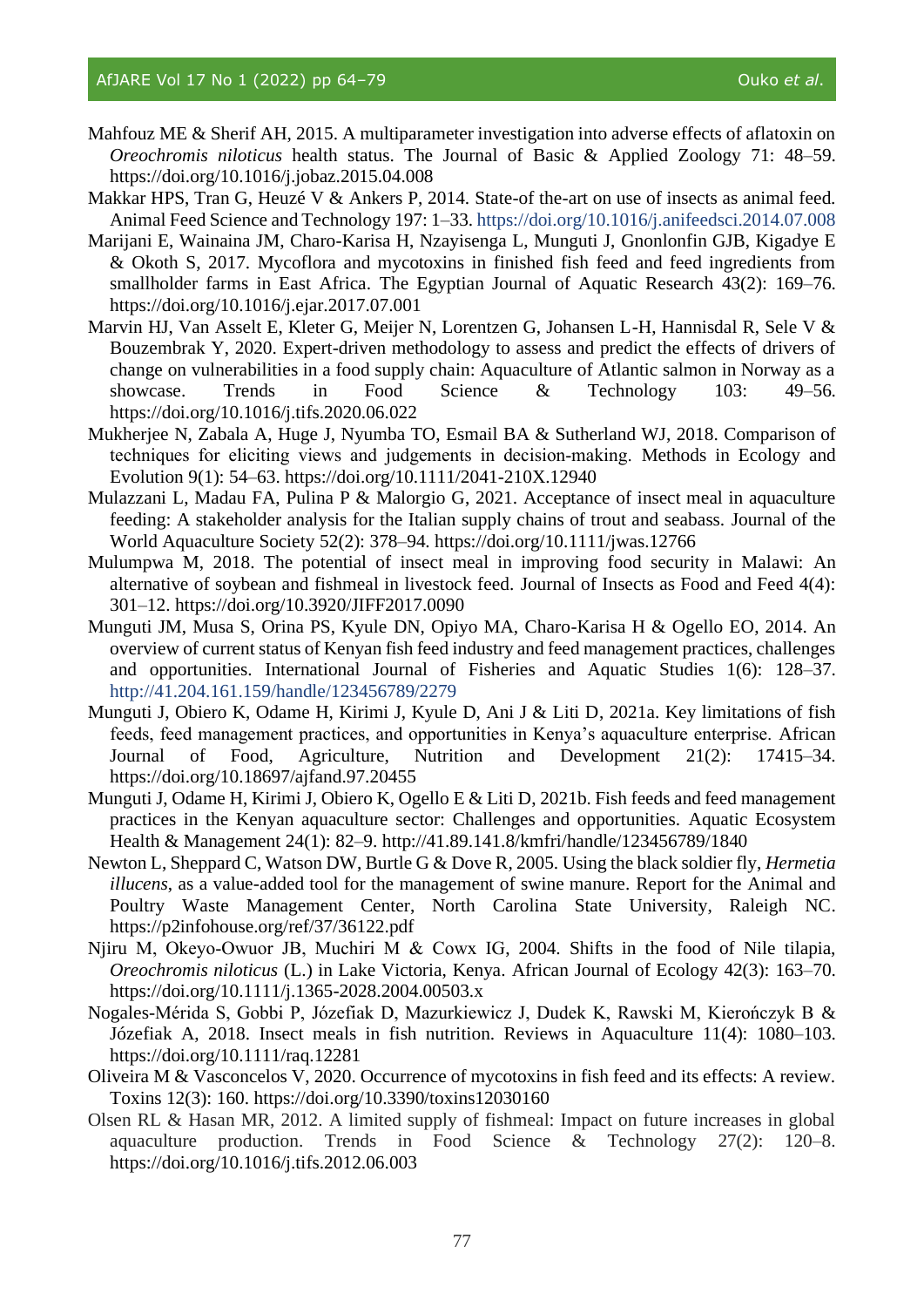Mahfouz ME & Sherif AH, 2015. A multiparameter investigation into adverse effects of aflatoxin on *Oreochromis niloticus* health status. The Journal of Basic & Applied Zoology 71: 48–59. https://doi.org/10.1016/j.jobaz.2015.04.008

Makkar HPS, Tran G, Heuzé V & Ankers P, 2014. State-of-the-art on use of insects as animal feed. Animal Feed Science and Technology 197: 1–33. https://doi.org/10.1016/j.anifeedsci.2014.07.008

Marijani E, Wainaina JM, Charo-Karisa H, Nzayisenga L, Munguti J, Gnonlonfin GJB, Kigadye E & Okoth S, 2017. Mycoflora and mycotoxins in finished fish feed and feed ingredients from smallholder farms in East Africa. The Egyptian Journal of Aquatic Research 43(2): 169–76. https://doi.org/10.1016/j.ejar.2017.07.001

Marvin HJ, Van Asselt E, Kleter G, Meijer N, Lorentzen G, Johansen L-H, Hannisdal R, Sele V & Bouzembrak Y, 2020. Expert-driven methodology to assess and predict the effects of drivers of change on vulnerabilities in a food supply chain: Aquaculture of Atlantic salmon in Norway as a showcase. Trends in Food Science & Technology 103: 49–56. https://doi.org/10.1016/j.tifs.2020.06.022

Mukherjee N, Zabala A, Huge J, Nyumba TO, Esmail BA & Sutherland WJ, 2018. Comparison of techniques for eliciting views and judgements in decision-making. Methods in Ecology and Evolution 9(1): 54–63. https://doi.org/10.1111/2041-210X.12940

Mulazzani L, Madau FA, Pulina P & Malorgio G, 2021. Acceptance of insect meal in aquaculture feeding: A stakeholder analysis for the Italian supply chains of trout and seabass. Journal of the World Aquaculture Society 52(2): 378–94. https://doi.org/10.1111/jwas.12766

Mulumpwa M, 2018. The potential of insect meal in improving food security in Malawi: An alternative of soybean and fishmeal in livestock feed. Journal of Insects as Food and Feed 4(4): 301–12. https://doi.org/10.3920/JIFF2017.0090

Munguti JM, Musa S, Orina PS, Kyule DN, Opiyo MA, Charo-Karisa H & Ogello EO, 2014. An overview of current status of Kenyan fish feed industry and feed management practices, challenges and opportunities. International Journal of Fisheries and Aquatic Studies 1(6): 128–37. http://41.204.161.159/handle/123456789/2279

Munguti J, Obiero K, Odame H, Kirimi J, Kyule D, Ani J & Liti D, 2021a. Key limitations of fish feeds, feed management practices, and opportunities in Kenya's aquaculture enterprise. African Journal of Food, Agriculture, Nutrition and Development 21(2): 17415–34. https://doi.org/10.18697/ajfand.97.20455

Munguti J, Odame H, Kirimi J, Obiero K, Ogello E & Liti D, 2021b. Fish feeds and feed management practices in the Kenyan aquaculture sector: Challenges and opportunities. Aquatic Ecosystem Health & Management 24(1): 82–9. http://41.89.141.8/kmfri/handle/123456789/1840

Newton L, Sheppard C, Watson DW, Burtle G & Dove R, 2005. Using the black soldier fly, *Hermetia illucens*, as a value-added tool for the management of swine manure. Report for the Animal and Poultry Waste Management Center, North Carolina State University, Raleigh NC. https://p2infohouse.org/ref/37/36122.pdf

Njiru M, Okeyo-Owuor JB, Muchiri M & Cowx IG, 2004. Shifts in the food of Nile tilapia, *Oreochromis niloticus* (L.) in Lake Victoria, Kenya. African Journal of Ecology 42(3): 163–70. https://doi.org/10.1111/j.1365-2028.2004.00503.x

Nogales-Mérida S, Gobbi P, Józefiak D, Mazurkiewicz J, Dudek K, Rawski M, Kierończyk B & Józefiak A, 2018. Insect meals in fish nutrition. Reviews in Aquaculture 11(4): 1080–103. https://doi.org/10.1111/raq.12281

Oliveira M & Vasconcelos V, 2020. Occurrence of mycotoxins in fish feed and its effects: A review. Toxins 12(3): 160. https://doi.org/10.3390/toxins12030160

Olsen RL & Hasan MR, 2012. A limited supply of fishmeal: Impact on future increases in global aquaculture production. Trends in Food Science & Technology 27(2): 120–8. https://doi.org/10.1016/j.tifs.2012.06.003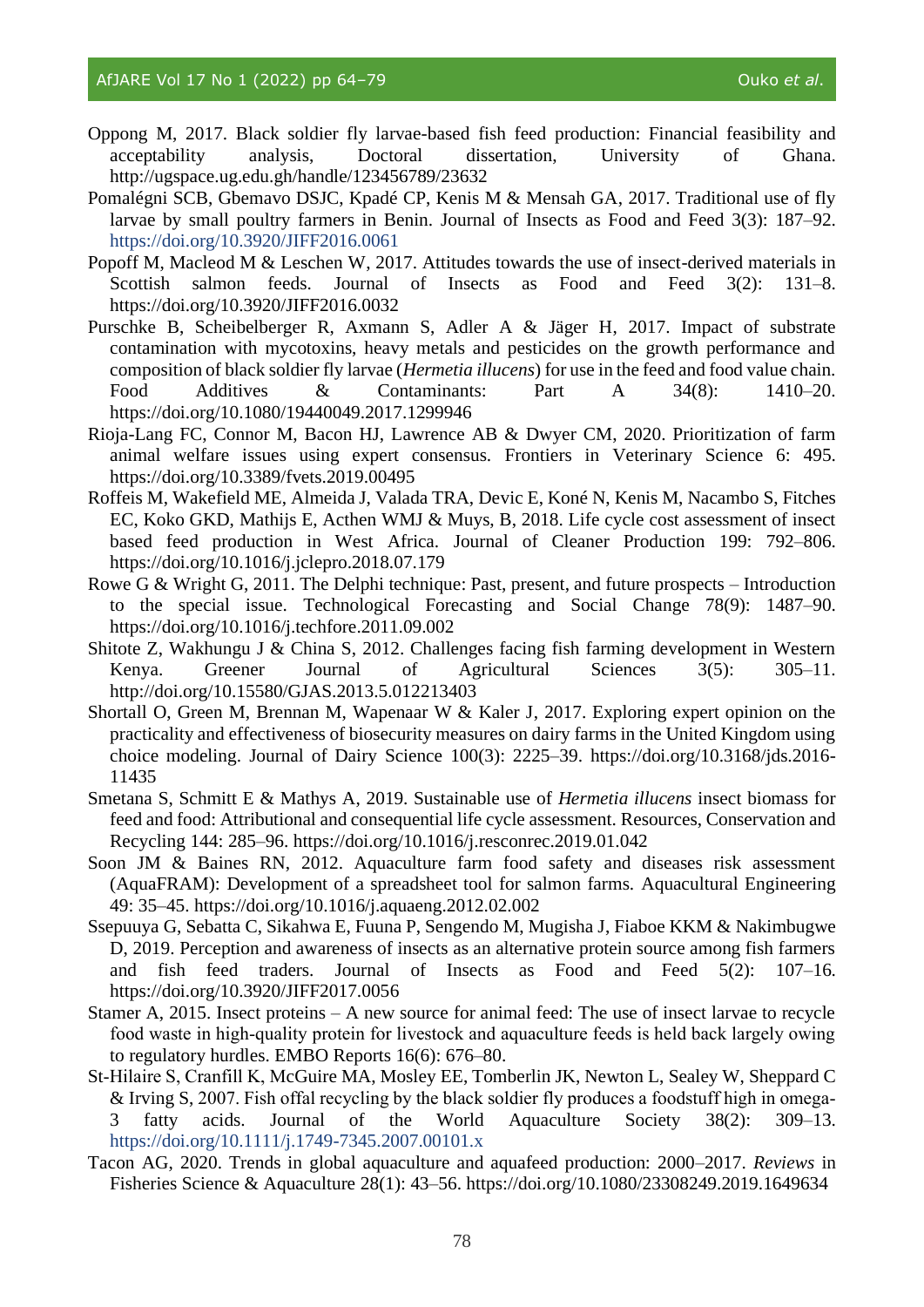Oppong M, 2017. Black soldier fly larvae-based fish feed production: Financial feasibility and acceptability analysis, Doctoral dissertation, University of Ghana. http://ugspace.ug.edu.gh/handle/123456789/23632

Pomalégni SCB, Gbemavo DSJC, Kpadé CP, Kenis M & Mensah GA, 2017. Traditional use of fly larvae by small poultry farmers in Benin. Journal of Insects as Food and Feed 3(3): 187–92. https://doi.org/10.3920/JIFF2016.0061

Popoff M, Macleod M & Leschen W, 2017. Attitudes towards the use of insect-derived materials in Scottish salmon feeds. Journal of Insects as Food and Feed 3(2): 131–8. https://doi.org/10.3920/JIFF2016.0032

Purschke B, Scheibelberger R, Axmann S, Adler A & Jäger H, 2017. Impact of substrate contamination with mycotoxins, heavy metals and pesticides on the growth performance and composition of black soldier fly larvae (*Hermetia illucens*) for use in the feed and food value chain. Food Additives & Contaminants: Part A 34(8): 1410–20. https://doi.org/10.1080/19440049.2017.1299946

Rioja-Lang FC, Connor M, Bacon HJ, Lawrence AB & Dwyer CM, 2020. Prioritization of farm animal welfare issues using expert consensus. Frontiers in Veterinary Science 6: 495. https://doi.org/10.3389/fvets.2019.00495

Roffeis M, Wakefield ME, Almeida J, Valada TRA, Devic E, Koné N, Kenis M, Nacambo S, Fitches EC, Koko GKD, Mathijs E, Acthen WMJ & Muys, B, 2018. Life cycle cost assessment of insect based feed production in West Africa. Journal of Cleaner Production 199: 792–806. https://doi.org/10.1016/j.jclepro.2018.07.179

Rowe G & Wright G, 2011. The Delphi technique: Past, present, and future prospects – Introduction to the special issue. Technological Forecasting and Social Change 78(9): 1487–90. https://doi.org/10.1016/j.techfore.2011.09.002

Shitote Z, Wakhungu J & China S, 2012. Challenges facing fish farming development in Western Kenya. Greener Journal of Agricultural Sciences 3(5): 305–11. http://doi.org/10.15580/GJAS.2013.5.012213403

Shortall O, Green M, Brennan M, Wapenaar W & Kaler J, 2017. Exploring expert opinion on the practicality and effectiveness of biosecurity measures on dairy farms in the United Kingdom using choice modeling. Journal of Dairy Science 100(3): 2225–39. https://doi.org/10.3168/jds.2016-11435

Smetana S, Schmitt E & Mathys A, 2019. Sustainable use of *Hermetia illucens* insect biomass for feed and food: Attributional and consequential life cycle assessment. Resources, Conservation and Recycling 144: 285–96. https://doi.org/10.1016/j.resconrec.2019.01.042

Soon JM & Baines RN, 2012. Aquaculture farm food safety and diseases risk assessment (AquaFRAM): Development of a spreadsheet tool for salmon farms. Aquacultural Engineering 49: 35–45. https://doi.org/10.1016/j.aquaeng.2012.02.002

Ssepuuya G, Sebatta C, Sikahwa E, Fuuna P, Sengendo M, Mugisha J, Fiaboe KKM & Nakimbugwe D, 2019. Perception and awareness of insects as an alternative protein source among fish farmers and fish feed traders. Journal of Insects as Food and Feed 5(2): 107–16. https://doi.org/10.3920/JIFF2017.0056

Stamer A, 2015. Insect proteins – A new source for animal feed: The use of insect larvae to recycle food waste in high-quality protein for livestock and aquaculture feeds is held back largely owing to regulatory hurdles. EMBO Reports 16(6): 676–80.

St-Hilaire S, Cranfill K, McGuire MA, Mosley EE, Tomberlin JK, Newton L, Sealey W, Sheppard C & Irving S, 2007. Fish offal recycling by the black soldier fly produces a foodstuff high in omega-3 fatty acids. Journal of the World Aquaculture Society 38(2): 309–13. https://doi.org/10.1111/j.1749-7345.2007.00101.x

Tacon AG, 2020. Trends in global aquaculture and aquafeed production: 2000–2017. *Reviews* in Fisheries Science & Aquaculture 28(1): 43–56. https://doi.org/10.1080/23308249.2019.1649634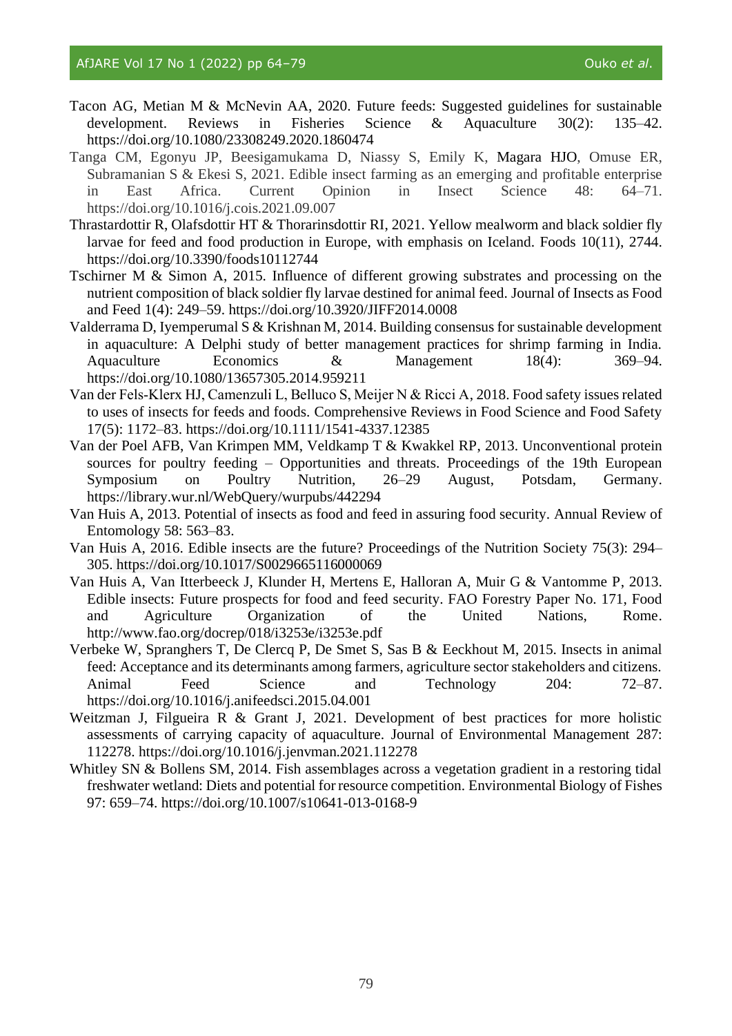Tacon AG, Metian M & McNevin AA, 2020. Future feeds: Suggested guidelines for sustainable development. Reviews in Fisheries Science & Aquaculture 30(2): 135–42. https://doi.org/10.1080/23308249.2020.1860474

Tanga CM, Egonyu JP, Beesigamukama D, Niassy S, Emily K, Magara HJO, Omuse ER, Subramanian S & Ekesi S, 2021. Edible insect farming as an emerging and profitable enterprise in East Africa. Current Opinion in Insect Science 48: 64–71. https://doi.org/10.1016/j.cois.2021.09.007

Thrastardottir R, Olafsdottir HT & Thorarinsdottir RI, 2021. Yellow mealworm and black soldier fly larvae for feed and food production in Europe, with emphasis on Iceland. Foods 10(11), 2744. https://doi.org/10.3390/foods10112744

Tschirner M & Simon A, 2015. Influence of different growing substrates and processing on the nutrient composition of black soldier fly larvae destined for animal feed. Journal of Insects as Food and Feed 1(4): 249–59. https://doi.org/10.3920/JIFF2014.0008

Valderrama D, Iyemperumal S & Krishnan M, 2014. Building consensus for sustainable development in aquaculture: A Delphi study of better management practices for shrimp farming in India. Aquaculture Economics & Management 18(4): 369–94. https://doi.org/10.1080/13657305.2014.959211

Van der Fels-Klerx HJ, Camenzuli L, Belluco S, Meijer N & Ricci A, 2018. Food safety issues related to uses of insects for feeds and foods. Comprehensive Reviews in Food Science and Food Safety 17(5): 1172–83. https://doi.org/10.1111/1541-4337.12385

Van der Poel AFB, Van Krimpen MM, Veldkamp T & Kwakkel RP, 2013. Unconventional protein sources for poultry feeding – Opportunities and threats. Proceedings of the 19th European Symposium on Poultry Nutrition, 26–29 August, Potsdam, Germany. https://library.wur.nl/WebQuery/wurpubs/442294

Van Huis A, 2013. Potential of insects as food and feed in assuring food security. Annual Review of Entomology 58: 563–83.

Van Huis A, 2016. Edible insects are the future? Proceedings of the Nutrition Society 75(3): 294–305. https://doi.org/10.1017/S0029665116000069

Van Huis A, Van Itterbeeck J, Klunder H, Mertens E, Halloran A, Muir G & Vantomme P, 2013. Edible insects: Future prospects for food and feed security. FAO Forestry Paper No. 171, Food and Agriculture Organization of the United Nations, Rome. http://www.fao.org/docrep/018/i3253e/i3253e.pdf

Verbeke W, Spranghers T, De Clercq P, De Smet S, Sas B & Eeckhout M, 2015. Insects in animal feed: Acceptance and its determinants among farmers, agriculture sector stakeholders and citizens. Animal Feed Science and Technology 204: 72–87. https://doi.org/10.1016/j.anifeedsci.2015.04.001

Weitzman J, Filgueira R & Grant J, 2021. Development of best practices for more holistic assessments of carrying capacity of aquaculture. Journal of Environmental Management 287: 112278. https://doi.org/10.1016/j.jenvman.2021.112278

Whitley SN & Bollens SM, 2014. Fish assemblages across a vegetation gradient in a restoring tidal freshwater wetland: Diets and potential for resource competition. Environmental Biology of Fishes 97: 659–74. https://doi.org/10.1007/s10641-013-0168-9